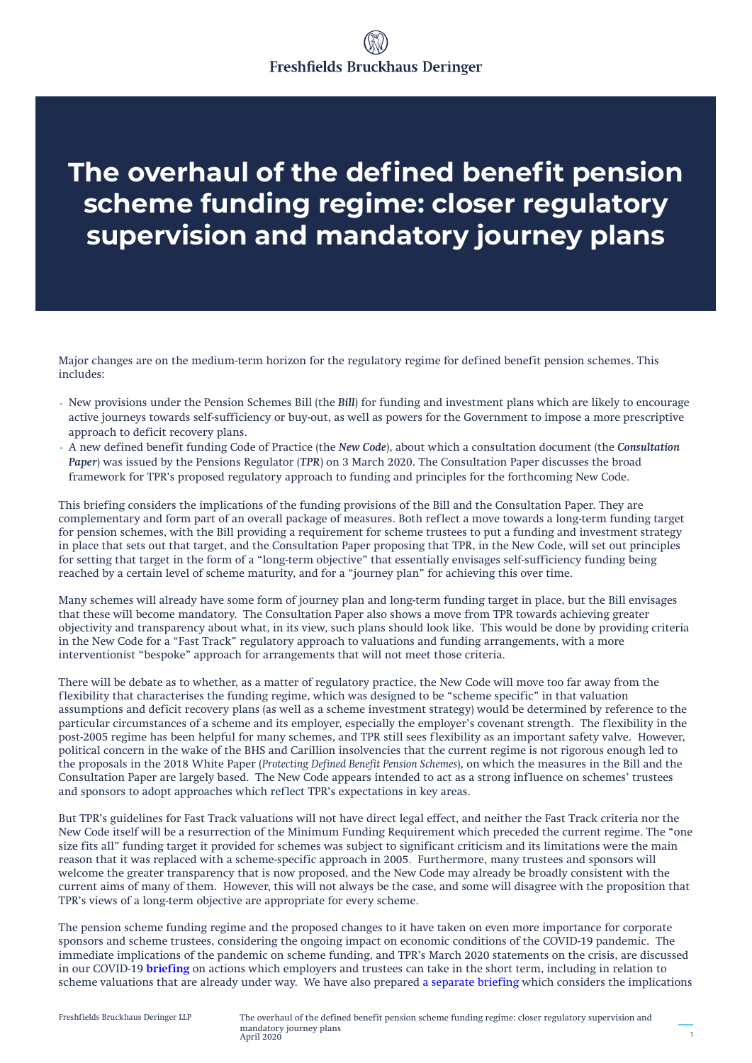Freshfields Bruckhaus Deringer

# The overhaul of the defined benefit pension scheme funding regime: closer regulatory supervision and mandatory journey plans

Major changes are on the medium-term horizon for the regulatory regime for defined benefit pension schemes. This includes:

- New provisions under the Pension Schemes Bill (the ***Bill***) for funding and investment plans which are likely to encourage active journeys towards self-sufficiency or buy-out, as well as powers for the Government to impose a more prescriptive approach to deficit recovery plans.
- A new defined benefit funding Code of Practice (the ***New Code***), about which a consultation document (the ***Consultation Paper***) was issued by the Pensions Regulator (***TPR***) on 3 March 2020. The Consultation Paper discusses the broad framework for TPR's proposed regulatory approach to funding and principles for the forthcoming New Code.

This briefing considers the implications of the funding provisions of the Bill and the Consultation Paper. They are complementary and form part of an overall package of measures. Both reflect a move towards a long-term funding target for pension schemes, with the Bill providing a requirement for scheme trustees to put a funding and investment strategy in place that sets out that target, and the Consultation Paper proposing that TPR, in the New Code, will set out principles for setting that target in the form of a "long-term objective" that essentially envisages self-sufficiency funding being reached by a certain level of scheme maturity, and for a "journey plan" for achieving this over time.

Many schemes will already have some form of journey plan and long-term funding target in place, but the Bill envisages that these will become mandatory. The Consultation Paper also shows a move from TPR towards achieving greater objectivity and transparency about what, in its view, such plans should look like. This would be done by providing criteria in the New Code for a "Fast Track" regulatory approach to valuations and funding arrangements, with a more interventionist "bespoke" approach for arrangements that will not meet those criteria.

There will be debate as to whether, as a matter of regulatory practice, the New Code will move too far away from the flexibility that characterises the funding regime, which was designed to be "scheme specific" in that valuation assumptions and deficit recovery plans (as well as a scheme investment strategy) would be determined by reference to the particular circumstances of a scheme and its employer, especially the employer's covenant strength. The flexibility in the post-2005 regime has been helpful for many schemes, and TPR still sees flexibility as an important safety valve. However, political concern in the wake of the BHS and Carillion insolvencies that the current regime is not rigorous enough led to the proposals in the 2018 White Paper (*Protecting Defined Benefit Pension Schemes*), on which the measures in the Bill and the Consultation Paper are largely based. The New Code appears intended to act as a strong influence on schemes' trustees and sponsors to adopt approaches which reflect TPR's expectations in key areas.

But TPR's guidelines for Fast Track valuations will not have direct legal effect, and neither the Fast Track criteria nor the New Code itself will be a resurrection of the Minimum Funding Requirement which preceded the current regime. The "one size fits all" funding target it provided for schemes was subject to significant criticism and its limitations were the main reason that it was replaced with a scheme-specific approach in 2005. Furthermore, many trustees and sponsors will welcome the greater transparency that is now proposed, and the New Code may already be broadly consistent with the current aims of many of them. However, this will not always be the case, and some will disagree with the proposition that TPR's views of a long-term objective are appropriate for every scheme.

The pension scheme funding regime and the proposed changes to it have taken on even more importance for corporate sponsors and scheme trustees, considering the ongoing impact on economic conditions of the COVID-19 pandemic. The immediate implications of the pandemic on scheme funding, and TPR's March 2020 statements on the crisis, are discussed in our COVID-19 **briefing** on actions which employers and trustees can take in the short term, including in relation to scheme valuations that are already under way. We have also prepared a separate briefing which considers the implications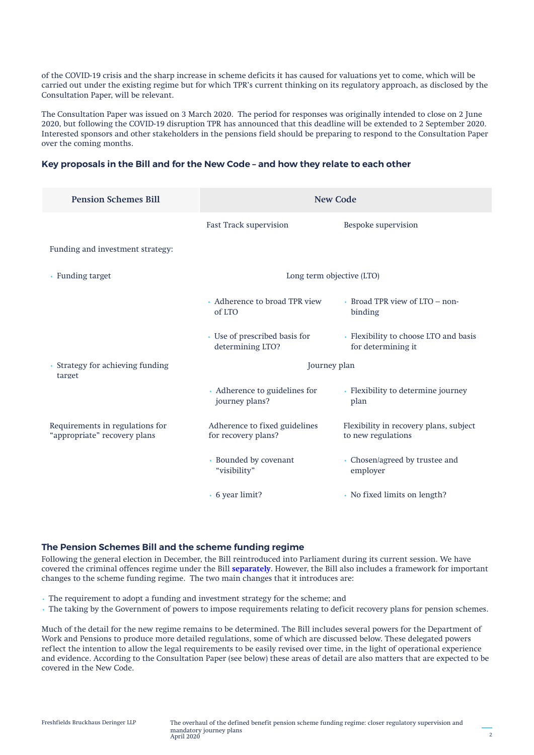of the COVID-19 crisis and the sharp increase in scheme deficits it has caused for valuations yet to come, which will be carried out under the existing regime but for which TPR's current thinking on its regulatory approach, as disclosed by the Consultation Paper, will be relevant.

The Consultation Paper was issued on 3 March 2020. The period for responses was originally intended to close on 2 June 2020, but following the COVID-19 disruption TPR has announced that this deadline will be extended to 2 September 2020. Interested sponsors and other stakeholders in the pensions field should be preparing to respond to the Consultation Paper over the coming months.

### Key proposals in the Bill and for the New Code – and how they relate to each other

| Pension Schemes Bill | New Code | |
|---|---|---|
| | Fast Track supervision | Bespoke supervision |
| Funding and investment strategy: | | |
| • Funding target | Long term objective (LTO) | |
| | • Adherence to broad TPR view of LTO | • Broad TPR view of LTO – non-binding |
| | • Use of prescribed basis for determining LTO? | • Flexibility to choose LTO and basis for determining it |
| • Strategy for achieving funding target | Journey plan | |
| | • Adherence to guidelines for journey plans? | • Flexibility to determine journey plan |
| Requirements in regulations for "appropriate" recovery plans | Adherence to fixed guidelines for recovery plans? | Flexibility in recovery plans, subject to new regulations |
| | • Bounded by covenant "visibility" | • Chosen/agreed by trustee and employer |
| | • 6 year limit? | • No fixed limits on length? |

### The Pension Schemes Bill and the scheme funding regime

Following the general election in December, the Bill reintroduced into Parliament during its current session. We have covered the criminal offences regime under the Bill **separately**. However, the Bill also includes a framework for important changes to the scheme funding regime. The two main changes that it introduces are:

- The requirement to adopt a funding and investment strategy for the scheme; and
- The taking by the Government of powers to impose requirements relating to deficit recovery plans for pension schemes.

Much of the detail for the new regime remains to be determined. The Bill includes several powers for the Department of Work and Pensions to produce more detailed regulations, some of which are discussed below. These delegated powers reflect the intention to allow the legal requirements to be easily revised over time, in the light of operational experience and evidence. According to the Consultation Paper (see below) these areas of detail are also matters that are expected to be covered in the New Code.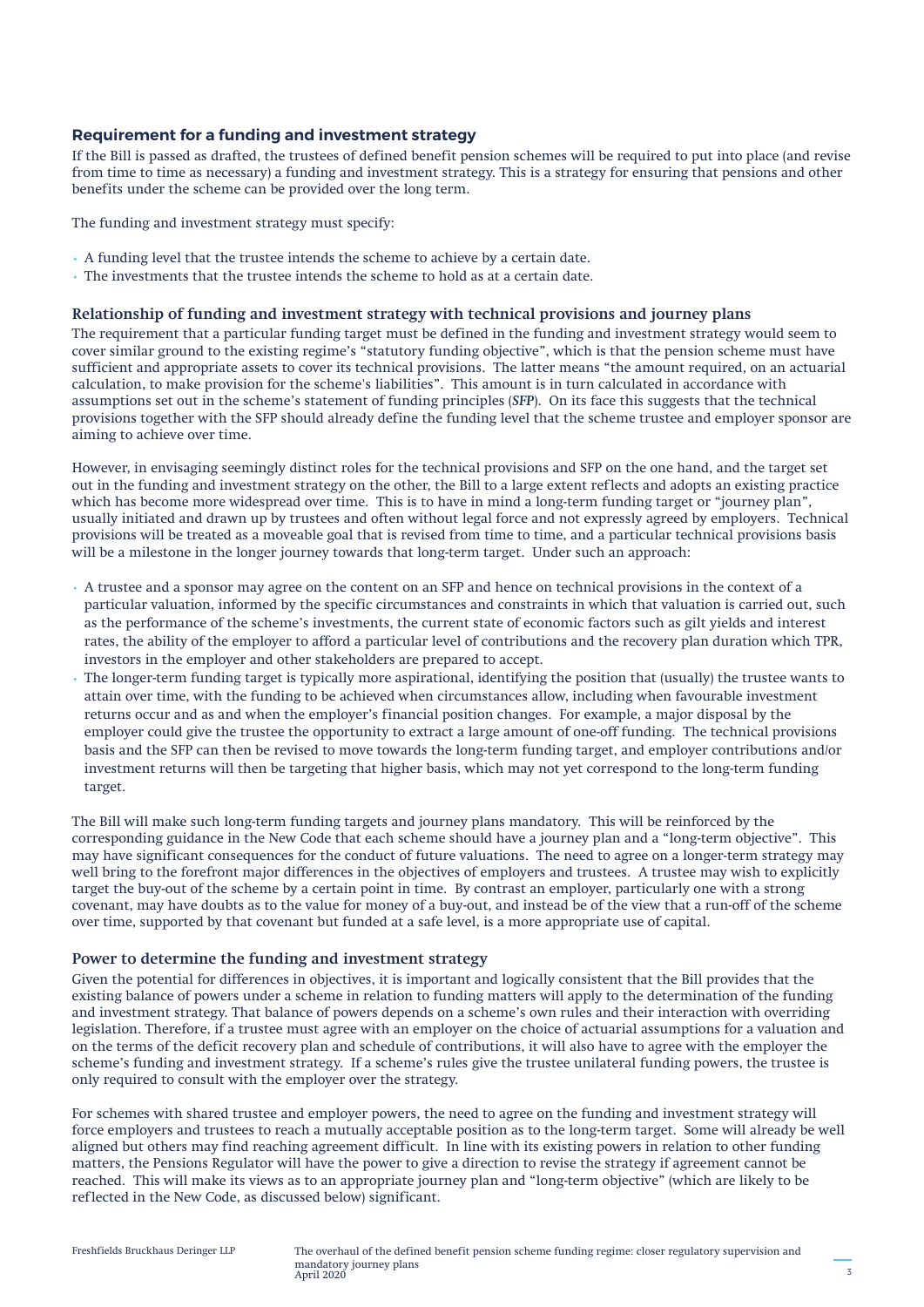## Requirement for a funding and investment strategy

If the Bill is passed as drafted, the trustees of defined benefit pension schemes will be required to put into place (and revise from time to time as necessary) a funding and investment strategy. This is a strategy for ensuring that pensions and other benefits under the scheme can be provided over the long term.

The funding and investment strategy must specify:

- A funding level that the trustee intends the scheme to achieve by a certain date.
- The investments that the trustee intends the scheme to hold as at a certain date.

### Relationship of funding and investment strategy with technical provisions and journey plans

The requirement that a particular funding target must be defined in the funding and investment strategy would seem to cover similar ground to the existing regime's "statutory funding objective", which is that the pension scheme must have sufficient and appropriate assets to cover its technical provisions. The latter means "the amount required, on an actuarial calculation, to make provision for the scheme's liabilities". This amount is in turn calculated in accordance with assumptions set out in the scheme's statement of funding principles (***SFP***). On its face this suggests that the technical provisions together with the SFP should already define the funding level that the scheme trustee and employer sponsor are aiming to achieve over time.

However, in envisaging seemingly distinct roles for the technical provisions and SFP on the one hand, and the target set out in the funding and investment strategy on the other, the Bill to a large extent reflects and adopts an existing practice which has become more widespread over time. This is to have in mind a long-term funding target or "journey plan", usually initiated and drawn up by trustees and often without legal force and not expressly agreed by employers. Technical provisions will be treated as a moveable goal that is revised from time to time, and a particular technical provisions basis will be a milestone in the longer journey towards that long-term target. Under such an approach:

- A trustee and a sponsor may agree on the content on an SFP and hence on technical provisions in the context of a particular valuation, informed by the specific circumstances and constraints in which that valuation is carried out, such as the performance of the scheme's investments, the current state of economic factors such as gilt yields and interest rates, the ability of the employer to afford a particular level of contributions and the recovery plan duration which TPR, investors in the employer and other stakeholders are prepared to accept.
- The longer-term funding target is typically more aspirational, identifying the position that (usually) the trustee wants to attain over time, with the funding to be achieved when circumstances allow, including when favourable investment returns occur and as and when the employer's financial position changes. For example, a major disposal by the employer could give the trustee the opportunity to extract a large amount of one-off funding. The technical provisions basis and the SFP can then be revised to move towards the long-term funding target, and employer contributions and/or investment returns will then be targeting that higher basis, which may not yet correspond to the long-term funding target.

The Bill will make such long-term funding targets and journey plans mandatory. This will be reinforced by the corresponding guidance in the New Code that each scheme should have a journey plan and a "long-term objective". This may have significant consequences for the conduct of future valuations. The need to agree on a longer-term strategy may well bring to the forefront major differences in the objectives of employers and trustees. A trustee may wish to explicitly target the buy-out of the scheme by a certain point in time. By contrast an employer, particularly one with a strong covenant, may have doubts as to the value for money of a buy-out, and instead be of the view that a run-off of the scheme over time, supported by that covenant but funded at a safe level, is a more appropriate use of capital.

### Power to determine the funding and investment strategy

Given the potential for differences in objectives, it is important and logically consistent that the Bill provides that the existing balance of powers under a scheme in relation to funding matters will apply to the determination of the funding and investment strategy. That balance of powers depends on a scheme's own rules and their interaction with overriding legislation. Therefore, if a trustee must agree with an employer on the choice of actuarial assumptions for a valuation and on the terms of the deficit recovery plan and schedule of contributions, it will also have to agree with the employer the scheme's funding and investment strategy. If a scheme's rules give the trustee unilateral funding powers, the trustee is only required to consult with the employer over the strategy.

For schemes with shared trustee and employer powers, the need to agree on the funding and investment strategy will force employers and trustees to reach a mutually acceptable position as to the long-term target. Some will already be well aligned but others may find reaching agreement difficult. In line with its existing powers in relation to other funding matters, the Pensions Regulator will have the power to give a direction to revise the strategy if agreement cannot be reached. This will make its views as to an appropriate journey plan and "long-term objective" (which are likely to be reflected in the New Code, as discussed below) significant.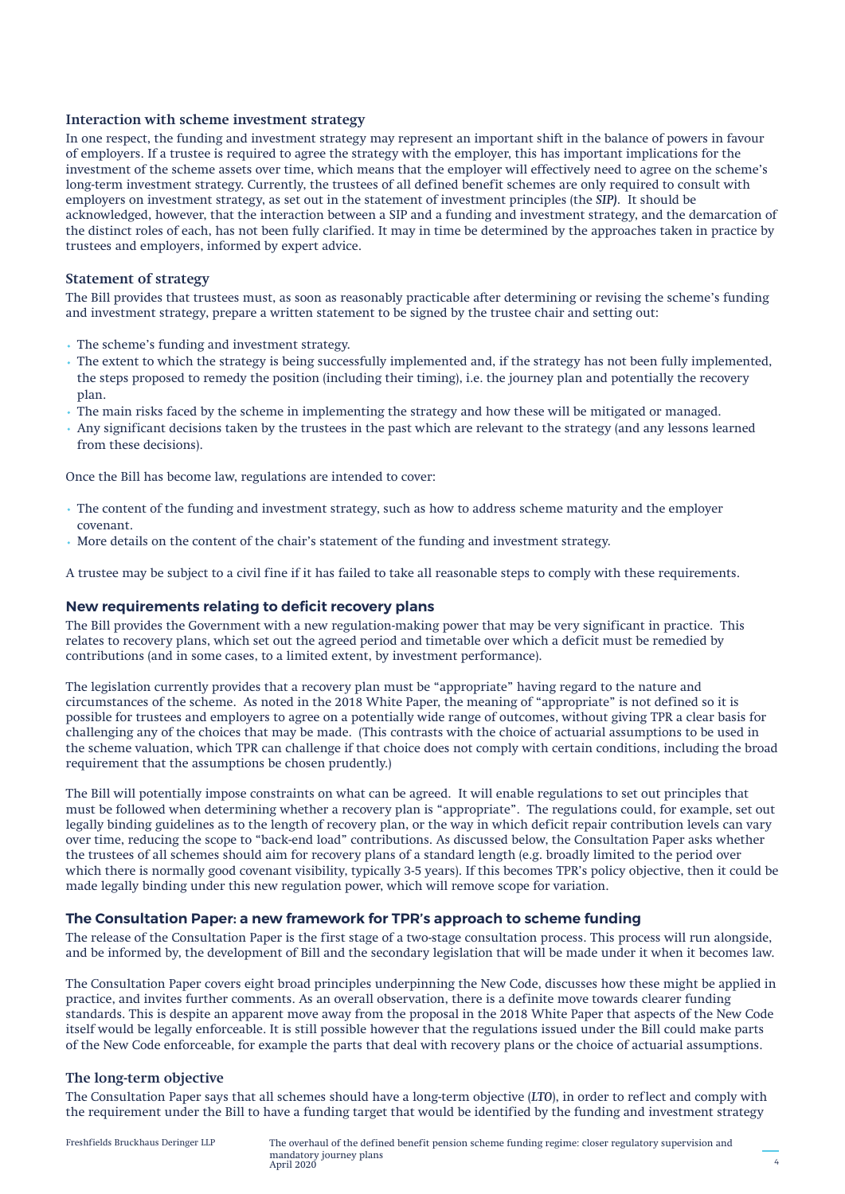### Interaction with scheme investment strategy

In one respect, the funding and investment strategy may represent an important shift in the balance of powers in favour of employers. If a trustee is required to agree the strategy with the employer, this has important implications for the investment of the scheme assets over time, which means that the employer will effectively need to agree on the scheme's long-term investment strategy. Currently, the trustees of all defined benefit schemes are only required to consult with employers on investment strategy, as set out in the statement of investment principles (the ***SIP***). It should be acknowledged, however, that the interaction between a SIP and a funding and investment strategy, and the demarcation of the distinct roles of each, has not been fully clarified. It may in time be determined by the approaches taken in practice by trustees and employers, informed by expert advice.

### Statement of strategy

The Bill provides that trustees must, as soon as reasonably practicable after determining or revising the scheme's funding and investment strategy, prepare a written statement to be signed by the trustee chair and setting out:

- The scheme's funding and investment strategy.
- The extent to which the strategy is being successfully implemented and, if the strategy has not been fully implemented, the steps proposed to remedy the position (including their timing), i.e. the journey plan and potentially the recovery plan.
- The main risks faced by the scheme in implementing the strategy and how these will be mitigated or managed.
- Any significant decisions taken by the trustees in the past which are relevant to the strategy (and any lessons learned from these decisions).

Once the Bill has become law, regulations are intended to cover:

- The content of the funding and investment strategy, such as how to address scheme maturity and the employer covenant.
- More details on the content of the chair's statement of the funding and investment strategy.

A trustee may be subject to a civil fine if it has failed to take all reasonable steps to comply with these requirements.

## New requirements relating to deficit recovery plans

The Bill provides the Government with a new regulation-making power that may be very significant in practice. This relates to recovery plans, which set out the agreed period and timetable over which a deficit must be remedied by contributions (and in some cases, to a limited extent, by investment performance).

The legislation currently provides that a recovery plan must be "appropriate" having regard to the nature and circumstances of the scheme. As noted in the 2018 White Paper, the meaning of "appropriate" is not defined so it is possible for trustees and employers to agree on a potentially wide range of outcomes, without giving TPR a clear basis for challenging any of the choices that may be made. (This contrasts with the choice of actuarial assumptions to be used in the scheme valuation, which TPR can challenge if that choice does not comply with certain conditions, including the broad requirement that the assumptions be chosen prudently.)

The Bill will potentially impose constraints on what can be agreed. It will enable regulations to set out principles that must be followed when determining whether a recovery plan is "appropriate". The regulations could, for example, set out legally binding guidelines as to the length of recovery plan, or the way in which deficit repair contribution levels can vary over time, reducing the scope to "back-end load" contributions. As discussed below, the Consultation Paper asks whether the trustees of all schemes should aim for recovery plans of a standard length (e.g. broadly limited to the period over which there is normally good covenant visibility, typically 3-5 years). If this becomes TPR's policy objective, then it could be made legally binding under this new regulation power, which will remove scope for variation.

## The Consultation Paper: a new framework for TPR's approach to scheme funding

The release of the Consultation Paper is the first stage of a two-stage consultation process. This process will run alongside, and be informed by, the development of Bill and the secondary legislation that will be made under it when it becomes law.

The Consultation Paper covers eight broad principles underpinning the New Code, discusses how these might be applied in practice, and invites further comments. As an overall observation, there is a definite move towards clearer funding standards. This is despite an apparent move away from the proposal in the 2018 White Paper that aspects of the New Code itself would be legally enforceable. It is still possible however that the regulations issued under the Bill could make parts of the New Code enforceable, for example the parts that deal with recovery plans or the choice of actuarial assumptions.

### The long-term objective

The Consultation Paper says that all schemes should have a long-term objective (***LTO***), in order to reflect and comply with the requirement under the Bill to have a funding target that would be identified by the funding and investment strategy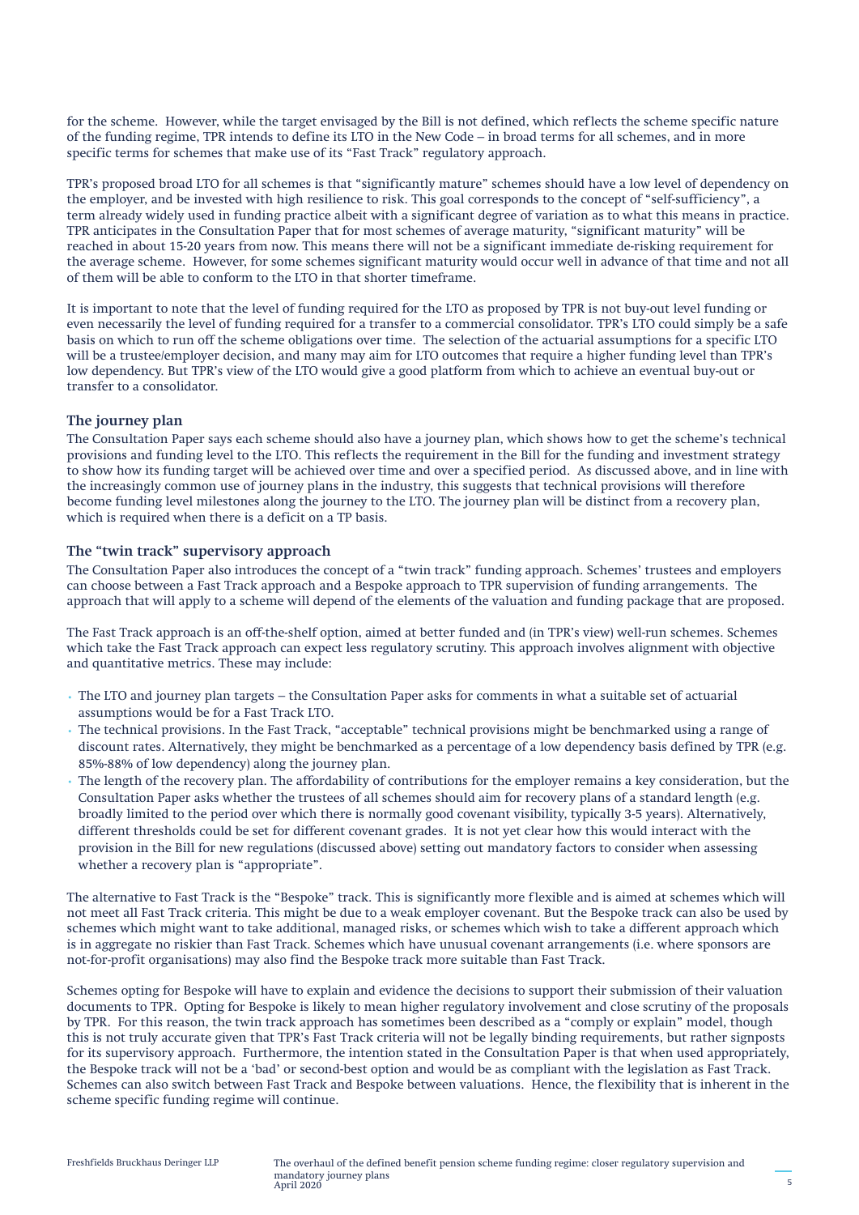for the scheme. However, while the target envisaged by the Bill is not defined, which reflects the scheme specific nature of the funding regime, TPR intends to define its LTO in the New Code – in broad terms for all schemes, and in more specific terms for schemes that make use of its "Fast Track" regulatory approach.

TPR's proposed broad LTO for all schemes is that "significantly mature" schemes should have a low level of dependency on the employer, and be invested with high resilience to risk. This goal corresponds to the concept of "self-sufficiency", a term already widely used in funding practice albeit with a significant degree of variation as to what this means in practice. TPR anticipates in the Consultation Paper that for most schemes of average maturity, "significant maturity" will be reached in about 15-20 years from now. This means there will not be a significant immediate de-risking requirement for the average scheme. However, for some schemes significant maturity would occur well in advance of that time and not all of them will be able to conform to the LTO in that shorter timeframe.

It is important to note that the level of funding required for the LTO as proposed by TPR is not buy-out level funding or even necessarily the level of funding required for a transfer to a commercial consolidator. TPR's LTO could simply be a safe basis on which to run off the scheme obligations over time. The selection of the actuarial assumptions for a specific LTO will be a trustee/employer decision, and many may aim for LTO outcomes that require a higher funding level than TPR's low dependency. But TPR's view of the LTO would give a good platform from which to achieve an eventual buy-out or transfer to a consolidator.

### The journey plan

The Consultation Paper says each scheme should also have a journey plan, which shows how to get the scheme's technical provisions and funding level to the LTO. This reflects the requirement in the Bill for the funding and investment strategy to show how its funding target will be achieved over time and over a specified period. As discussed above, and in line with the increasingly common use of journey plans in the industry, this suggests that technical provisions will therefore become funding level milestones along the journey to the LTO. The journey plan will be distinct from a recovery plan, which is required when there is a deficit on a TP basis.

### The "twin track" supervisory approach

The Consultation Paper also introduces the concept of a "twin track" funding approach. Schemes' trustees and employers can choose between a Fast Track approach and a Bespoke approach to TPR supervision of funding arrangements. The approach that will apply to a scheme will depend of the elements of the valuation and funding package that are proposed.

The Fast Track approach is an off-the-shelf option, aimed at better funded and (in TPR's view) well-run schemes. Schemes which take the Fast Track approach can expect less regulatory scrutiny. This approach involves alignment with objective and quantitative metrics. These may include:

- The LTO and journey plan targets – the Consultation Paper asks for comments in what a suitable set of actuarial assumptions would be for a Fast Track LTO.
- The technical provisions. In the Fast Track, "acceptable" technical provisions might be benchmarked using a range of discount rates. Alternatively, they might be benchmarked as a percentage of a low dependency basis defined by TPR (e.g. 85%-88% of low dependency) along the journey plan.
- The length of the recovery plan. The affordability of contributions for the employer remains a key consideration, but the Consultation Paper asks whether the trustees of all schemes should aim for recovery plans of a standard length (e.g. broadly limited to the period over which there is normally good covenant visibility, typically 3-5 years). Alternatively, different thresholds could be set for different covenant grades. It is not yet clear how this would interact with the provision in the Bill for new regulations (discussed above) setting out mandatory factors to consider when assessing whether a recovery plan is "appropriate".

The alternative to Fast Track is the "Bespoke" track. This is significantly more flexible and is aimed at schemes which will not meet all Fast Track criteria. This might be due to a weak employer covenant. But the Bespoke track can also be used by schemes which might want to take additional, managed risks, or schemes which wish to take a different approach which is in aggregate no riskier than Fast Track. Schemes which have unusual covenant arrangements (i.e. where sponsors are not-for-profit organisations) may also find the Bespoke track more suitable than Fast Track.

Schemes opting for Bespoke will have to explain and evidence the decisions to support their submission of their valuation documents to TPR. Opting for Bespoke is likely to mean higher regulatory involvement and close scrutiny of the proposals by TPR. For this reason, the twin track approach has sometimes been described as a "comply or explain" model, though this is not truly accurate given that TPR's Fast Track criteria will not be legally binding requirements, but rather signposts for its supervisory approach. Furthermore, the intention stated in the Consultation Paper is that when used appropriately, the Bespoke track will not be a 'bad' or second-best option and would be as compliant with the legislation as Fast Track. Schemes can also switch between Fast Track and Bespoke between valuations. Hence, the flexibility that is inherent in the scheme specific funding regime will continue.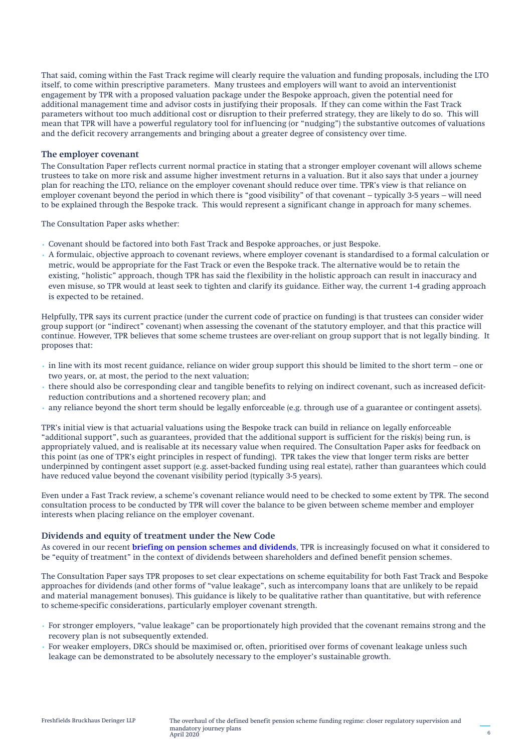That said, coming within the Fast Track regime will clearly require the valuation and funding proposals, including the LTO itself, to come within prescriptive parameters. Many trustees and employers will want to avoid an interventionist engagement by TPR with a proposed valuation package under the Bespoke approach, given the potential need for additional management time and advisor costs in justifying their proposals. If they can come within the Fast Track parameters without too much additional cost or disruption to their preferred strategy, they are likely to do so. This will mean that TPR will have a powerful regulatory tool for influencing (or "nudging") the substantive outcomes of valuations and the deficit recovery arrangements and bringing about a greater degree of consistency over time.

### The employer covenant

The Consultation Paper reflects current normal practice in stating that a stronger employer covenant will allows scheme trustees to take on more risk and assume higher investment returns in a valuation. But it also says that under a journey plan for reaching the LTO, reliance on the employer covenant should reduce over time. TPR's view is that reliance on employer covenant beyond the period in which there is "good visibility" of that covenant – typically 3-5 years – will need to be explained through the Bespoke track. This would represent a significant change in approach for many schemes.

The Consultation Paper asks whether:

- Covenant should be factored into both Fast Track and Bespoke approaches, or just Bespoke.
- A formulaic, objective approach to covenant reviews, where employer covenant is standardised to a formal calculation or metric, would be appropriate for the Fast Track or even the Bespoke track. The alternative would be to retain the existing, "holistic" approach, though TPR has said the flexibility in the holistic approach can result in inaccuracy and even misuse, so TPR would at least seek to tighten and clarify its guidance. Either way, the current 1-4 grading approach is expected to be retained.

Helpfully, TPR says its current practice (under the current code of practice on funding) is that trustees can consider wider group support (or "indirect" covenant) when assessing the covenant of the statutory employer, and that this practice will continue. However, TPR believes that some scheme trustees are over-reliant on group support that is not legally binding. It proposes that:

- in line with its most recent guidance, reliance on wider group support this should be limited to the short term – one or two years, or, at most, the period to the next valuation;
- there should also be corresponding clear and tangible benefits to relying on indirect covenant, such as increased deficit-reduction contributions and a shortened recovery plan; and
- any reliance beyond the short term should be legally enforceable (e.g. through use of a guarantee or contingent assets).

TPR's initial view is that actuarial valuations using the Bespoke track can build in reliance on legally enforceable "additional support", such as guarantees, provided that the additional support is sufficient for the risk(s) being run, is appropriately valued, and is realisable at its necessary value when required. The Consultation Paper asks for feedback on this point (as one of TPR's eight principles in respect of funding). TPR takes the view that longer term risks are better underpinned by contingent asset support (e.g. asset-backed funding using real estate), rather than guarantees which could have reduced value beyond the covenant visibility period (typically 3-5 years).

Even under a Fast Track review, a scheme's covenant reliance would need to be checked to some extent by TPR. The second consultation process to be conducted by TPR will cover the balance to be given between scheme member and employer interests when placing reliance on the employer covenant.

### Dividends and equity of treatment under the New Code

As covered in our recent **briefing on pension schemes and dividends**, TPR is increasingly focused on what it considered to be "equity of treatment" in the context of dividends between shareholders and defined benefit pension schemes.

The Consultation Paper says TPR proposes to set clear expectations on scheme equitability for both Fast Track and Bespoke approaches for dividends (and other forms of "value leakage", such as intercompany loans that are unlikely to be repaid and material management bonuses). This guidance is likely to be qualitative rather than quantitative, but with reference to scheme-specific considerations, particularly employer covenant strength.

- For stronger employers, "value leakage" can be proportionately high provided that the covenant remains strong and the recovery plan is not subsequently extended.
- For weaker employers, DRCs should be maximised or, often, prioritised over forms of covenant leakage unless such leakage can be demonstrated to be absolutely necessary to the employer's sustainable growth.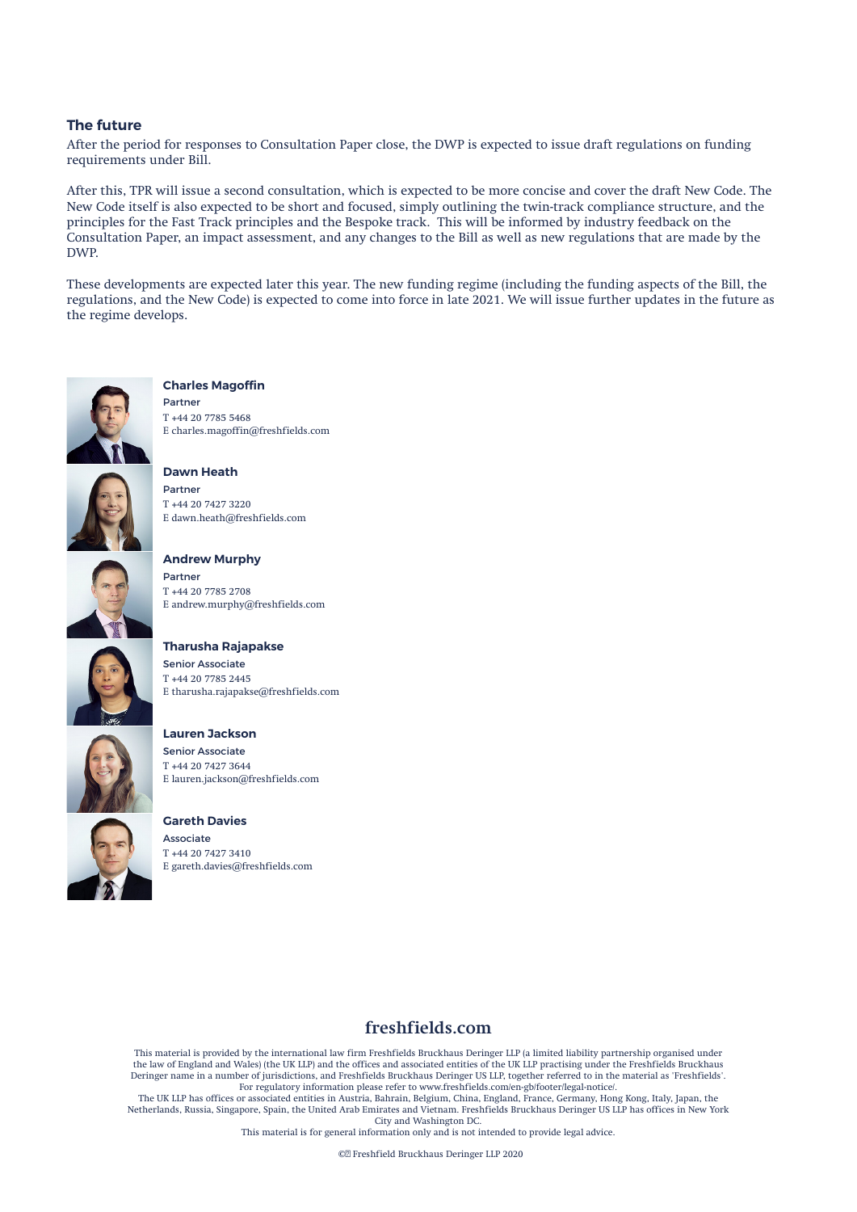## The future

After the period for responses to Consultation Paper close, the DWP is expected to issue draft regulations on funding requirements under Bill.

After this, TPR will issue a second consultation, which is expected to be more concise and cover the draft New Code. The New Code itself is also expected to be short and focused, simply outlining the twin-track compliance structure, and the principles for the Fast Track principles and the Bespoke track. This will be informed by industry feedback on the Consultation Paper, an impact assessment, and any changes to the Bill as well as new regulations that are made by the DWP.

These developments are expected later this year. The new funding regime (including the funding aspects of the Bill, the regulations, and the New Code) is expected to come into force in late 2021. We will issue further updates in the future as the regime develops.

**Charles Magoffin**
Partner
T +44 20 7785 5468
E charles.magoffin@freshfields.com

**Dawn Heath**
Partner
T +44 20 7427 3220
E dawn.heath@freshfields.com

**Andrew Murphy**
Partner
T +44 20 7785 2708
E andrew.murphy@freshfields.com

**Tharusha Rajapakse**
Senior Associate
T +44 20 7785 2445
E tharusha.rajapakse@freshfields.com

**Lauren Jackson**
Senior Associate
T +44 20 7427 3644
E lauren.jackson@freshfields.com

**Gareth Davies**
Associate
T +44 20 7427 3410
E gareth.davies@freshfields.com

**freshfields.com**

This material is provided by the international law firm Freshfields Bruckhaus Deringer LLP (a limited liability partnership organised under the law of England and Wales) (the UK LLP) and the offices and associated entities of the UK LLP practising under the Freshfields Bruckhaus Deringer name in a number of jurisdictions, and Freshfields Bruckhaus Deringer US LLP, together referred to in the material as 'Freshfields'. For regulatory information please refer to www.freshfields.com/en-gb/footer/legal-notice/.
The UK LLP has offices or associated entities in Austria, Bahrain, Belgium, China, England, France, Germany, Hong Kong, Italy, Japan, the Netherlands, Russia, Singapore, Spain, the United Arab Emirates and Vietnam. Freshfields Bruckhaus Deringer US LLP has offices in New York City and Washington DC.
This material is for general information only and is not intended to provide legal advice.

© Freshfield Bruckhaus Deringer LLP 2020